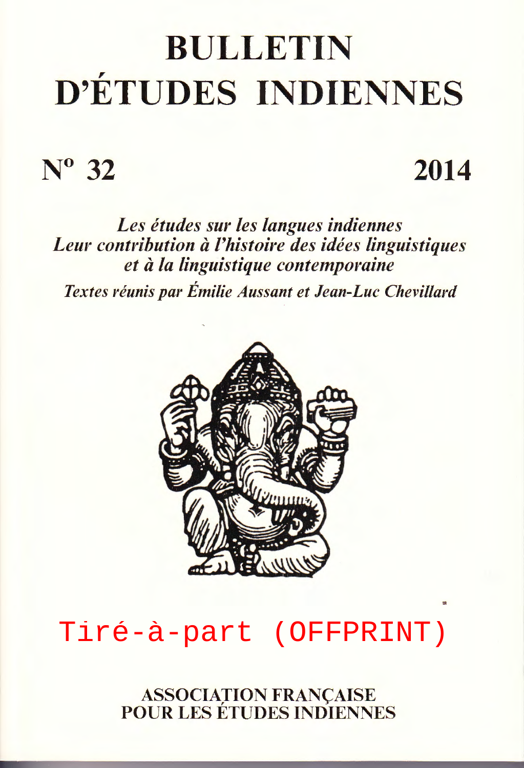# BULLETIN D'ÉTUDES INDIENNES

## N° 32 2014

***Les études sur les langues indiennes***
***Leur contribution à l'histoire des idées linguistiques et à la linguistique contemporaine***

***Textes réunis par Émilie Aussant et Jean-Luc Chevillard***

Tiré-à-part (OFFPRINT)

ASSOCIATION FRANÇAISE POUR LES ÉTUDES INDIENNES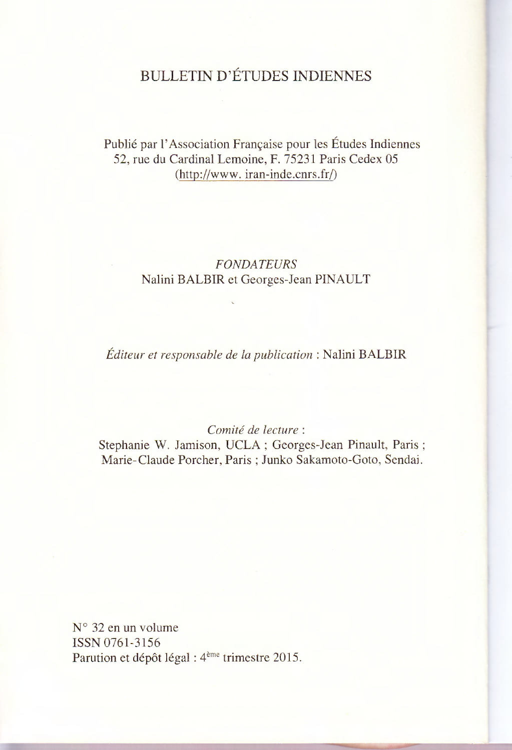# BULLETIN D'ÉTUDES INDIENNES

Publié par l'Association Française pour les Études Indiennes
52, rue du Cardinal Lemoine, F. 75231 Paris Cedex 05
(http://www. iran-inde.cnrs.fr/)

*FONDATEURS*
Nalini BALBIR et Georges-Jean PINAULT

*Éditeur et responsable de la publication* : Nalini BALBIR

*Comité de lecture* :
Stephanie W. Jamison, UCLA ; Georges-Jean Pinault, Paris ; Marie-Claude Porcher, Paris ; Junko Sakamoto-Goto, Sendai.

N° 32 en un volume
ISSN 0761-3156
Parution et dépôt légal : 4ème trimestre 2015.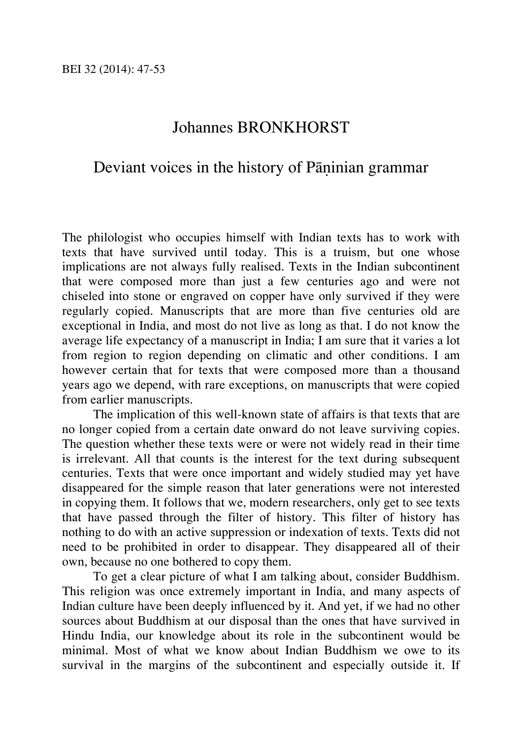Johannes BRONKHORST

# Deviant voices in the history of Pāṇinian grammar

The philologist who occupies himself with Indian texts has to work with texts that have survived until today. This is a truism, but one whose implications are not always fully realised. Texts in the Indian subcontinent that were composed more than just a few centuries ago and were not chiseled into stone or engraved on copper have only survived if they were regularly copied. Manuscripts that are more than five centuries old are exceptional in India, and most do not live as long as that. I do not know the average life expectancy of a manuscript in India; I am sure that it varies a lot from region to region depending on climatic and other conditions. I am however certain that for texts that were composed more than a thousand years ago we depend, with rare exceptions, on manuscripts that were copied from earlier manuscripts.

The implication of this well-known state of affairs is that texts that are no longer copied from a certain date onward do not leave surviving copies. The question whether these texts were or were not widely read in their time is irrelevant. All that counts is the interest for the text during subsequent centuries. Texts that were once important and widely studied may yet have disappeared for the simple reason that later generations were not interested in copying them. It follows that we, modern researchers, only get to see texts that have passed through the filter of history. This filter of history has nothing to do with an active suppression or indexation of texts. Texts did not need to be prohibited in order to disappear. They disappeared all of their own, because no one bothered to copy them.

To get a clear picture of what I am talking about, consider Buddhism. This religion was once extremely important in India, and many aspects of Indian culture have been deeply influenced by it. And yet, if we had no other sources about Buddhism at our disposal than the ones that have survived in Hindu India, our knowledge about its role in the subcontinent would be minimal. Most of what we know about Indian Buddhism we owe to its survival in the margins of the subcontinent and especially outside it. If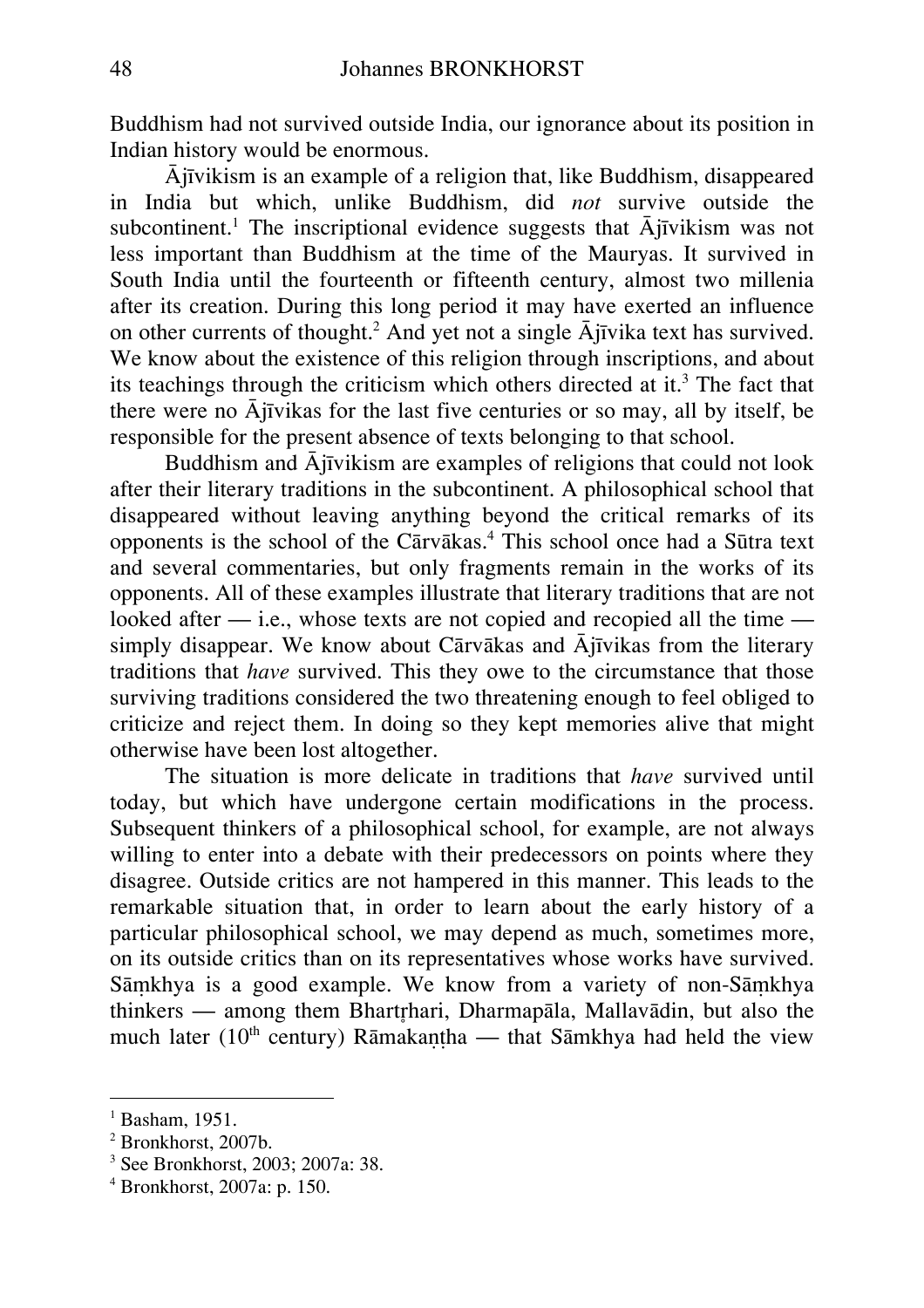Buddhism had not survived outside India, our ignorance about its position in Indian history would be enormous.

Ājīvikism is an example of a religion that, like Buddhism, disappeared in India but which, unlike Buddhism, did *not* survive outside the subcontinent.[1] The inscriptional evidence suggests that Ājīvikism was not less important than Buddhism at the time of the Mauryas. It survived in South India until the fourteenth or fifteenth century, almost two millenia after its creation. During this long period it may have exerted an influence on other currents of thought.[2] And yet not a single Ājīvika text has survived. We know about the existence of this religion through inscriptions, and about its teachings through the criticism which others directed at it.[3] The fact that there were no Ājīvikas for the last five centuries or so may, all by itself, be responsible for the present absence of texts belonging to that school.

Buddhism and Ājīvikism are examples of religions that could not look after their literary traditions in the subcontinent. A philosophical school that disappeared without leaving anything beyond the critical remarks of its opponents is the school of the Cārvākas.[4] This school once had a Sūtra text and several commentaries, but only fragments remain in the works of its opponents. All of these examples illustrate that literary traditions that are not looked after — i.e., whose texts are not copied and recopied all the time — simply disappear. We know about Cārvākas and Ājīvikas from the literary traditions that *have* survived. This they owe to the circumstance that those surviving traditions considered the two threatening enough to feel obliged to criticize and reject them. In doing so they kept memories alive that might otherwise have been lost altogether.

The situation is more delicate in traditions that *have* survived until today, but which have undergone certain modifications in the process. Subsequent thinkers of a philosophical school, for example, are not always willing to enter into a debate with their predecessors on points where they disagree. Outside critics are not hampered in this manner. This leads to the remarkable situation that, in order to learn about the early history of a particular philosophical school, we may depend as much, sometimes more, on its outside critics than on its representatives whose works have survived. Sāṃkhya is a good example. We know from a variety of non-Sāṃkhya thinkers — among them Bhartṛhari, Dharmapāla, Mallavādin, but also the much later (10th century) Rāmakaṇṭha — that Sāmkhya had held the view

---

[1] Basham, 1951.

[2] Bronkhorst, 2007b.

[3] See Bronkhorst, 2003; 2007a: 38.

[4] Bronkhorst, 2007a: p. 150.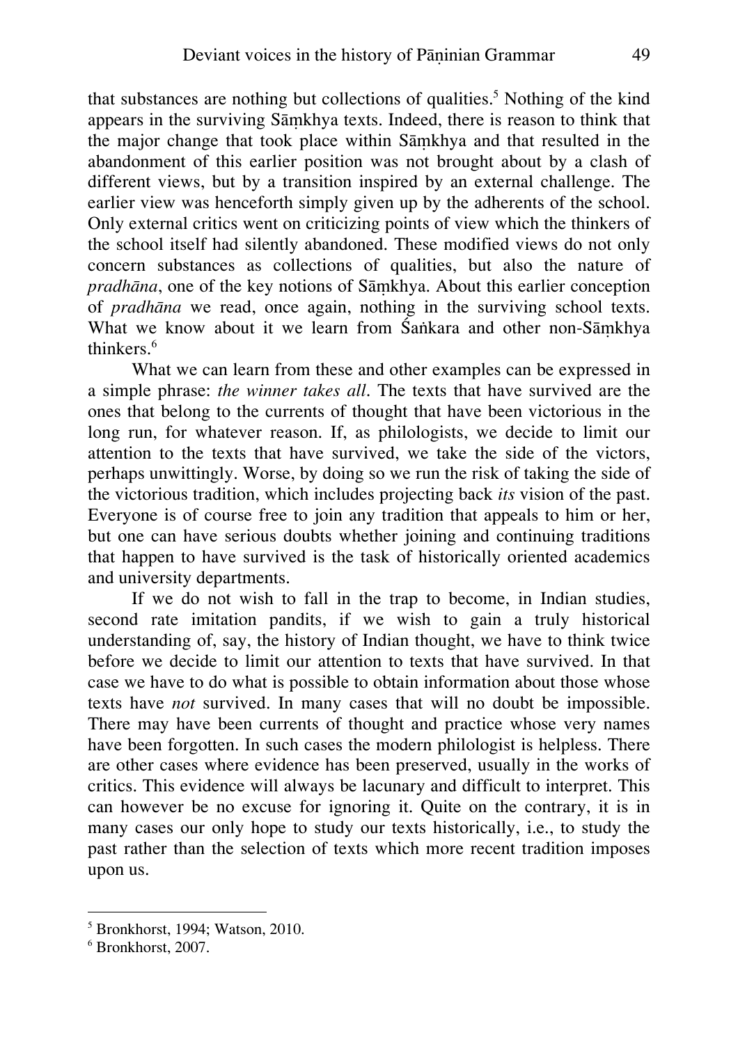that substances are nothing but collections of qualities.[5] Nothing of the kind appears in the surviving Sāṃkhya texts. Indeed, there is reason to think that the major change that took place within Sāṃkhya and that resulted in the abandonment of this earlier position was not brought about by a clash of different views, but by a transition inspired by an external challenge. The earlier view was henceforth simply given up by the adherents of the school. Only external critics went on criticizing points of view which the thinkers of the school itself had silently abandoned. These modified views do not only concern substances as collections of qualities, but also the nature of *pradhāna*, one of the key notions of Sāṃkhya. About this earlier conception of *pradhāna* we read, once again, nothing in the surviving school texts. What we know about it we learn from Śaṅkara and other non-Sāṃkhya thinkers.[6]

What we can learn from these and other examples can be expressed in a simple phrase: *the winner takes all*. The texts that have survived are the ones that belong to the currents of thought that have been victorious in the long run, for whatever reason. If, as philologists, we decide to limit our attention to the texts that have survived, we take the side of the victors, perhaps unwittingly. Worse, by doing so we run the risk of taking the side of the victorious tradition, which includes projecting back *its* vision of the past. Everyone is of course free to join any tradition that appeals to him or her, but one can have serious doubts whether joining and continuing traditions that happen to have survived is the task of historically oriented academics and university departments.

If we do not wish to fall in the trap to become, in Indian studies, second rate imitation pandits, if we wish to gain a truly historical understanding of, say, the history of Indian thought, we have to think twice before we decide to limit our attention to texts that have survived. In that case we have to do what is possible to obtain information about those whose texts have *not* survived. In many cases that will no doubt be impossible. There may have been currents of thought and practice whose very names have been forgotten. In such cases the modern philologist is helpless. There are other cases where evidence has been preserved, usually in the works of critics. This evidence will always be lacunary and difficult to interpret. This can however be no excuse for ignoring it. Quite on the contrary, it is in many cases our only hope to study our texts historically, i.e., to study the past rather than the selection of texts which more recent tradition imposes upon us.

---

[5] Bronkhorst, 1994; Watson, 2010.

[6] Bronkhorst, 2007.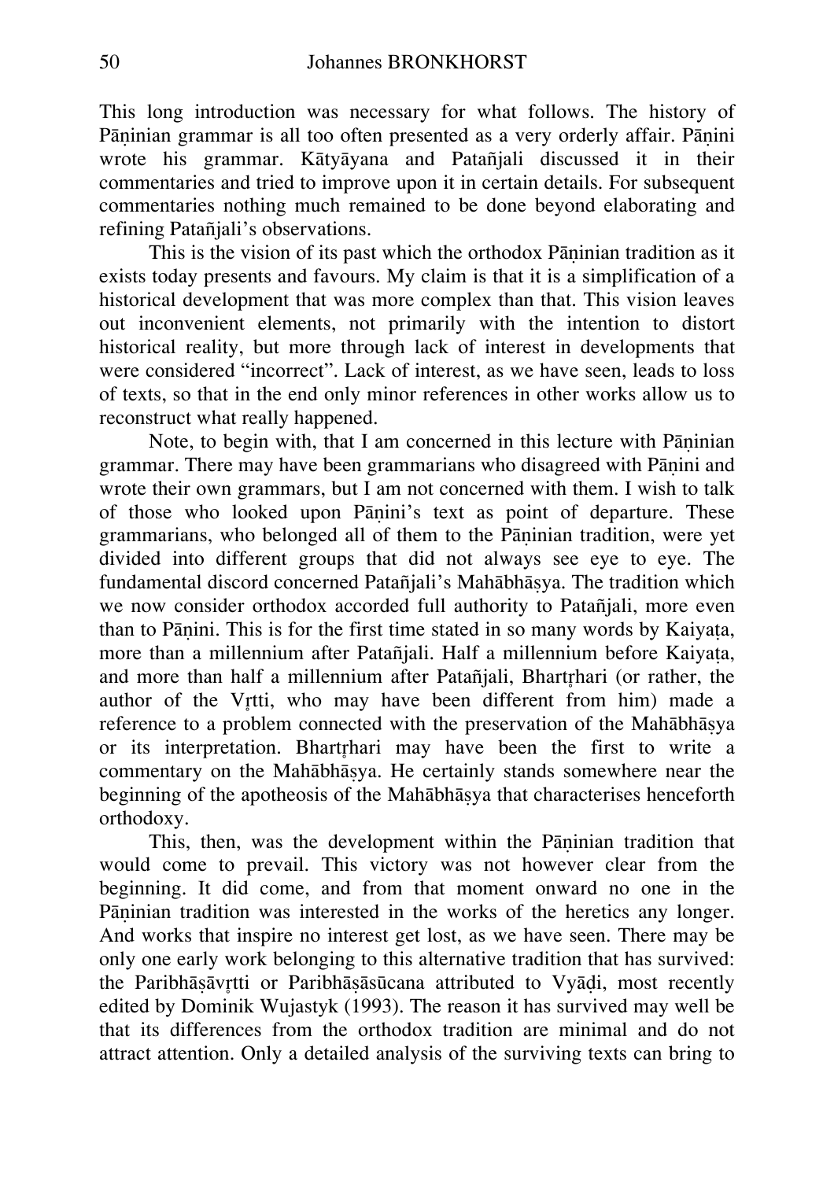This long introduction was necessary for what follows. The history of Pāṇinian grammar is all too often presented as a very orderly affair. Pāṇini wrote his grammar. Kātyāyana and Patañjali discussed it in their commentaries and tried to improve upon it in certain details. For subsequent commentaries nothing much remained to be done beyond elaborating and refining Patañjali's observations.

This is the vision of its past which the orthodox Pāṇinian tradition as it exists today presents and favours. My claim is that it is a simplification of a historical development that was more complex than that. This vision leaves out inconvenient elements, not primarily with the intention to distort historical reality, but more through lack of interest in developments that were considered "incorrect". Lack of interest, as we have seen, leads to loss of texts, so that in the end only minor references in other works allow us to reconstruct what really happened.

Note, to begin with, that I am concerned in this lecture with Pāṇinian grammar. There may have been grammarians who disagreed with Pāṇini and wrote their own grammars, but I am not concerned with them. I wish to talk of those who looked upon Pāṇini's text as point of departure. These grammarians, who belonged all of them to the Pāṇinian tradition, were yet divided into different groups that did not always see eye to eye. The fundamental discord concerned Patañjali's Mahābhāṣya. The tradition which we now consider orthodox accorded full authority to Patañjali, more even than to Pāṇini. This is for the first time stated in so many words by Kaiyaṭa, more than a millennium after Patañjali. Half a millennium before Kaiyaṭa, and more than half a millennium after Patañjali, Bhartṛhari (or rather, the author of the Vṛtti, who may have been different from him) made a reference to a problem connected with the preservation of the Mahābhāṣya or its interpretation. Bhartṛhari may have been the first to write a commentary on the Mahābhāṣya. He certainly stands somewhere near the beginning of the apotheosis of the Mahābhāṣya that characterises henceforth orthodoxy.

This, then, was the development within the Pāṇinian tradition that would come to prevail. This victory was not however clear from the beginning. It did come, and from that moment onward no one in the Pāṇinian tradition was interested in the works of the heretics any longer. And works that inspire no interest get lost, as we have seen. There may be only one early work belonging to this alternative tradition that has survived: the Paribhāṣāvṛtti or Paribhāṣāsūcana attributed to Vyāḍi, most recently edited by Dominik Wujastyk (1993). The reason it has survived may well be that its differences from the orthodox tradition are minimal and do not attract attention. Only a detailed analysis of the surviving texts can bring to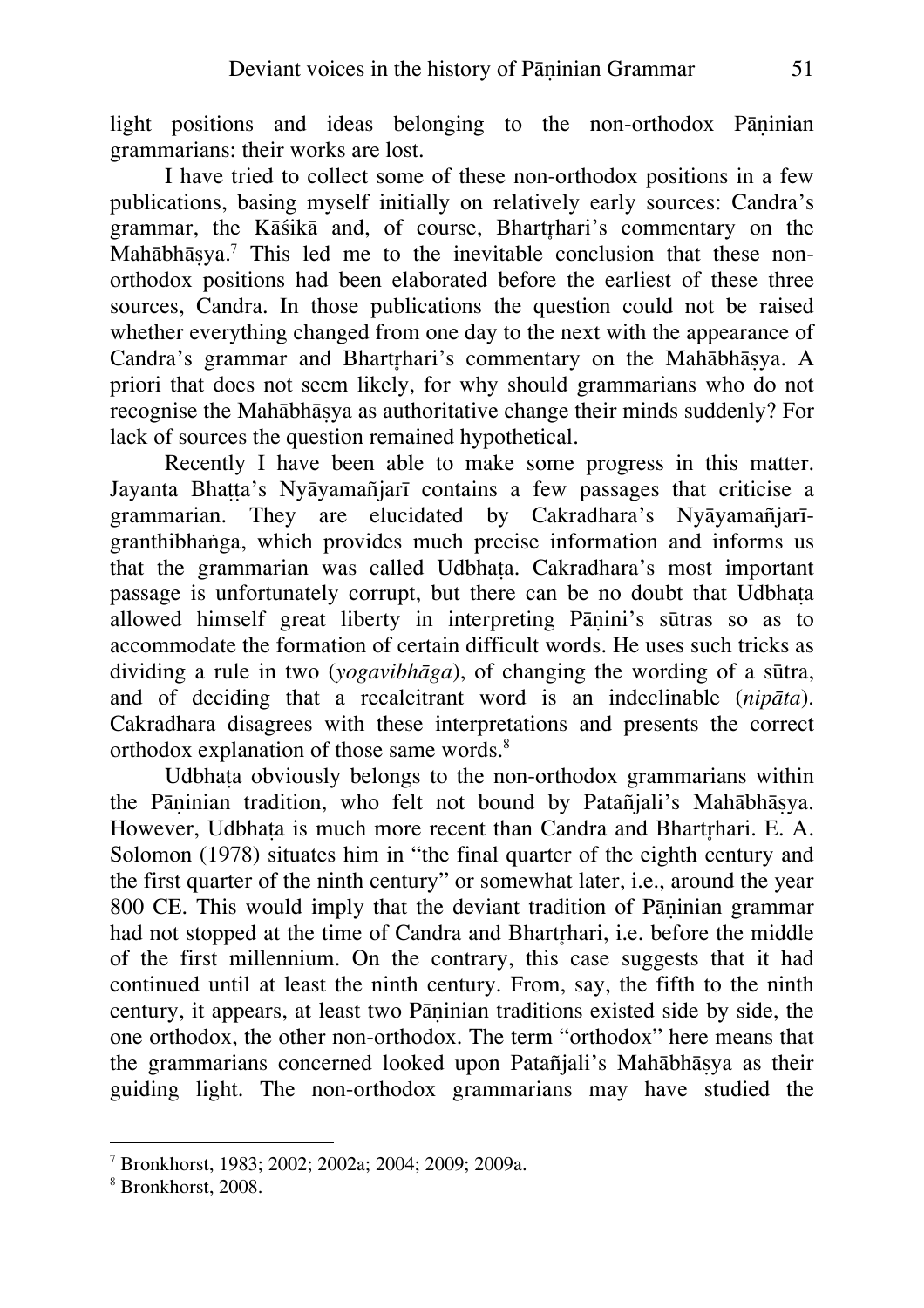light positions and ideas belonging to the non-orthodox Pāṇinian grammarians: their works are lost.

I have tried to collect some of these non-orthodox positions in a few publications, basing myself initially on relatively early sources: Candra's grammar, the Kāśikā and, of course, Bhartṛhari's commentary on the Mahābhāṣya.[7] This led me to the inevitable conclusion that these non-orthodox positions had been elaborated before the earliest of these three sources, Candra. In those publications the question could not be raised whether everything changed from one day to the next with the appearance of Candra's grammar and Bhartṛhari's commentary on the Mahābhāṣya. A priori that does not seem likely, for why should grammarians who do not recognise the Mahābhāṣya as authoritative change their minds suddenly? For lack of sources the question remained hypothetical.

Recently I have been able to make some progress in this matter. Jayanta Bhaṭṭa's Nyāyamañjarī contains a few passages that criticise a grammarian. They are elucidated by Cakradhara's Nyāyamañjarī-granthibhaṅga, which provides much precise information and informs us that the grammarian was called Udbhaṭa. Cakradhara's most important passage is unfortunately corrupt, but there can be no doubt that Udbhaṭa allowed himself great liberty in interpreting Pāṇini's sūtras so as to accommodate the formation of certain difficult words. He uses such tricks as dividing a rule in two (*yogavibhāga*), of changing the wording of a sūtra, and of deciding that a recalcitrant word is an indeclinable (*nipāta*). Cakradhara disagrees with these interpretations and presents the correct orthodox explanation of those same words.[8]

Udbhaṭa obviously belongs to the non-orthodox grammarians within the Pāṇinian tradition, who felt not bound by Patañjali's Mahābhāṣya. However, Udbhaṭa is much more recent than Candra and Bhartṛhari. E. A. Solomon (1978) situates him in "the final quarter of the eighth century and the first quarter of the ninth century" or somewhat later, i.e., around the year 800 CE. This would imply that the deviant tradition of Pāṇinian grammar had not stopped at the time of Candra and Bhartṛhari, i.e. before the middle of the first millennium. On the contrary, this case suggests that it had continued until at least the ninth century. From, say, the fifth to the ninth century, it appears, at least two Pāṇinian traditions existed side by side, the one orthodox, the other non-orthodox. The term "orthodox" here means that the grammarians concerned looked upon Patañjali's Mahābhāṣya as their guiding light. The non-orthodox grammarians may have studied the

---

[7] Bronkhorst, 1983; 2002; 2002a; 2004; 2009; 2009a.

[8] Bronkhorst, 2008.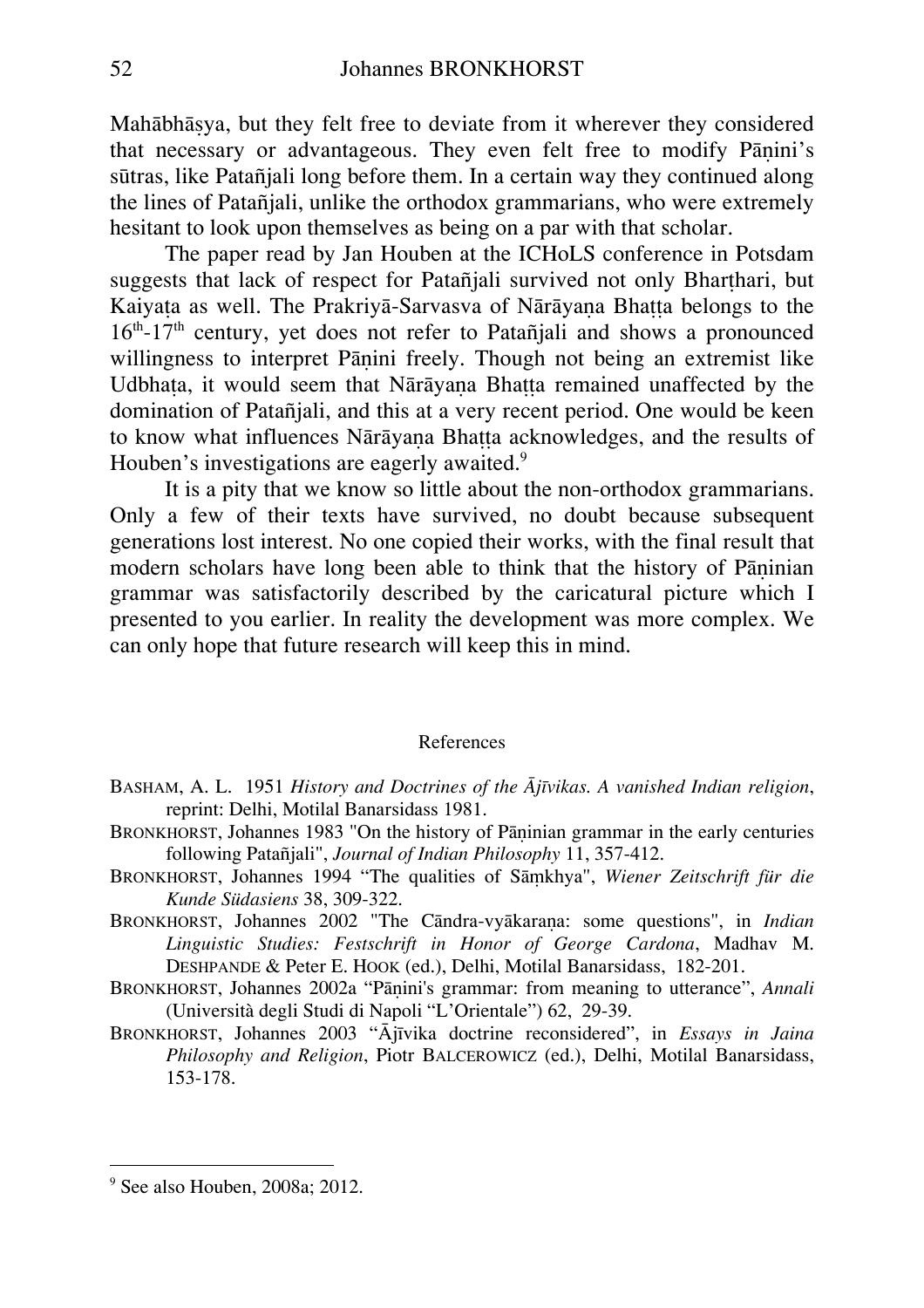Mahābhāṣya, but they felt free to deviate from it wherever they considered that necessary or advantageous. They even felt free to modify Pāṇini's sūtras, like Patañjali long before them. In a certain way they continued along the lines of Patañjali, unlike the orthodox grammarians, who were extremely hesitant to look upon themselves as being on a par with that scholar.

The paper read by Jan Houben at the ICHoLS conference in Potsdam suggests that lack of respect for Patañjali survived not only Bhartṛhari, but Kaiyaṭa as well. The Prakriyā-Sarvasva of Nārāyaṇa Bhaṭṭa belongs to the 16th-17th century, yet does not refer to Patañjali and shows a pronounced willingness to interpret Pāṇini freely. Though not being an extremist like Udbhaṭa, it would seem that Nārāyaṇa Bhaṭṭa remained unaffected by the domination of Patañjali, and this at a very recent period. One would be keen to know what influences Nārāyaṇa Bhaṭṭa acknowledges, and the results of Houben's investigations are eagerly awaited.[9]

It is a pity that we know so little about the non-orthodox grammarians. Only a few of their texts have survived, no doubt because subsequent generations lost interest. No one copied their works, with the final result that modern scholars have long been able to think that the history of Pāṇinian grammar was satisfactorily described by the caricatural picture which I presented to you earlier. In reality the development was more complex. We can only hope that future research will keep this in mind.

## References

BASHAM, A. L. 1951 *History and Doctrines of the Ājīvikas. A vanished Indian religion*, reprint: Delhi, Motilal Banarsidass 1981.

BRONKHORST, Johannes 1983 "On the history of Pāṇinian grammar in the early centuries following Patañjali", *Journal of Indian Philosophy* 11, 357-412.

BRONKHORST, Johannes 1994 "The qualities of Sāṃkhya", *Wiener Zeitschrift für die Kunde Südasiens* 38, 309-322.

BRONKHORST, Johannes 2002 "The Cāndra-vyākaraṇa: some questions", in *Indian Linguistic Studies: Festschrift in Honor of George Cardona*, Madhav M. DESHPANDE & Peter E. HOOK (ed.), Delhi, Motilal Banarsidass, 182-201.

BRONKHORST, Johannes 2002a "Pāṇini's grammar: from meaning to utterance", *Annali* (Università degli Studi di Napoli "L'Orientale") 62, 29-39.

BRONKHORST, Johannes 2003 "Ājīvika doctrine reconsidered", in *Essays in Jaina Philosophy and Religion*, Piotr BALCEROWICZ (ed.), Delhi, Motilal Banarsidass, 153-178.

---

[9] See also Houben, 2008a; 2012.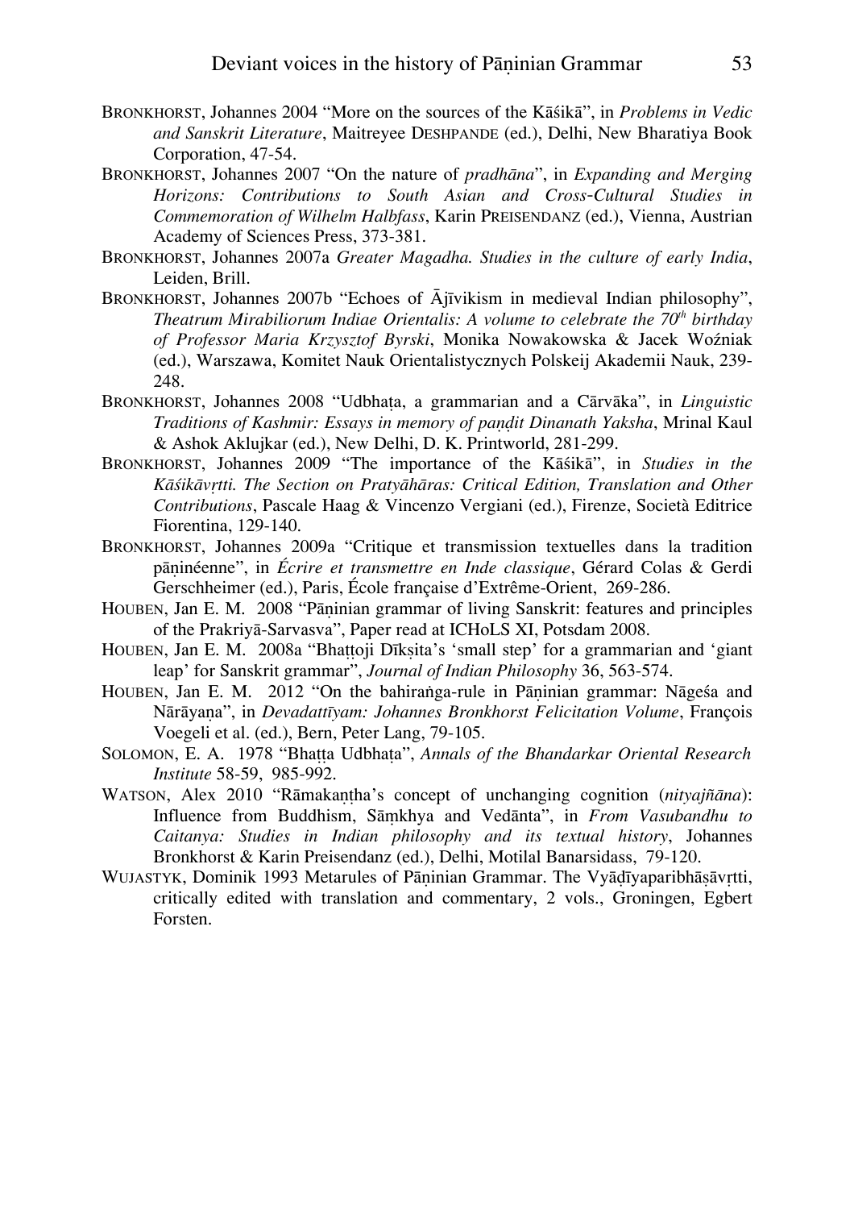BRONKHORST, Johannes 2004 "More on the sources of the Kāśikā", in *Problems in Vedic and Sanskrit Literature*, Maitreyee DESHPANDE (ed.), Delhi, New Bharatiya Book Corporation, 47-54.

BRONKHORST, Johannes 2007 "On the nature of *pradhāna*", in *Expanding and Merging Horizons: Contributions to South Asian and Cross-Cultural Studies in Commemoration of Wilhelm Halbfass*, Karin PREISENDANZ (ed.), Vienna, Austrian Academy of Sciences Press, 373-381.

BRONKHORST, Johannes 2007a *Greater Magadha. Studies in the culture of early India*, Leiden, Brill.

BRONKHORST, Johannes 2007b "Echoes of Ājīvikism in medieval Indian philosophy", *Theatrum Mirabiliorum Indiae Orientalis: A volume to celebrate the 70th birthday of Professor Maria Krzysztof Byrski*, Monika Nowakowska & Jacek Woźniak (ed.), Warszawa, Komitet Nauk Orientalistycznych Polskeij Akademii Nauk, 239-248.

BRONKHORST, Johannes 2008 "Udbhaṭa, a grammarian and a Cārvāka", in *Linguistic Traditions of Kashmir: Essays in memory of paṇḍit Dinanath Yaksha*, Mrinal Kaul & Ashok Aklujkar (ed.), New Delhi, D. K. Printworld, 281-299.

BRONKHORST, Johannes 2009 "The importance of the Kāśikā", in *Studies in the Kāśikāvṛtti. The Section on Pratyāhāras: Critical Edition, Translation and Other Contributions*, Pascale Haag & Vincenzo Vergiani (ed.), Firenze, Società Editrice Fiorentina, 129-140.

BRONKHORST, Johannes 2009a "Critique et transmission textuelles dans la tradition pāṇinéenne", in *Écrire et transmettre en Inde classique*, Gérard Colas & Gerdi Gerschheimer (ed.), Paris, École française d'Extrême-Orient, 269-286.

HOUBEN, Jan E. M. 2008 "Pāṇinian grammar of living Sanskrit: features and principles of the Prakriyā-Sarvasva", Paper read at ICHoLS XI, Potsdam 2008.

HOUBEN, Jan E. M. 2008a "Bhaṭṭoji Dīkṣita's 'small step' for a grammarian and 'giant leap' for Sanskrit grammar", *Journal of Indian Philosophy* 36, 563-574.

HOUBEN, Jan E. M. 2012 "On the bahiraṅga-rule in Pāṇinian grammar: Nāgeśa and Nārāyaṇa", in *Devadattīyam: Johannes Bronkhorst Felicitation Volume*, François Voegeli et al. (ed.), Bern, Peter Lang, 79-105.

SOLOMON, E. A. 1978 "Bhaṭṭa Udbhaṭa", *Annals of the Bhandarkar Oriental Research Institute* 58-59, 985-992.

WATSON, Alex 2010 "Rāmakaṇṭha's concept of unchanging cognition (*nityajñāna*): Influence from Buddhism, Sāṃkhya and Vedānta", in *From Vasubandhu to Caitanya: Studies in Indian philosophy and its textual history*, Johannes Bronkhorst & Karin Preisendanz (ed.), Delhi, Motilal Banarsidass, 79-120.

WUJASTYK, Dominik 1993 Metarules of Pāṇinian Grammar. The Vyāḍīyaparibhāṣāvṛtti, critically edited with translation and commentary, 2 vols., Groningen, Egbert Forsten.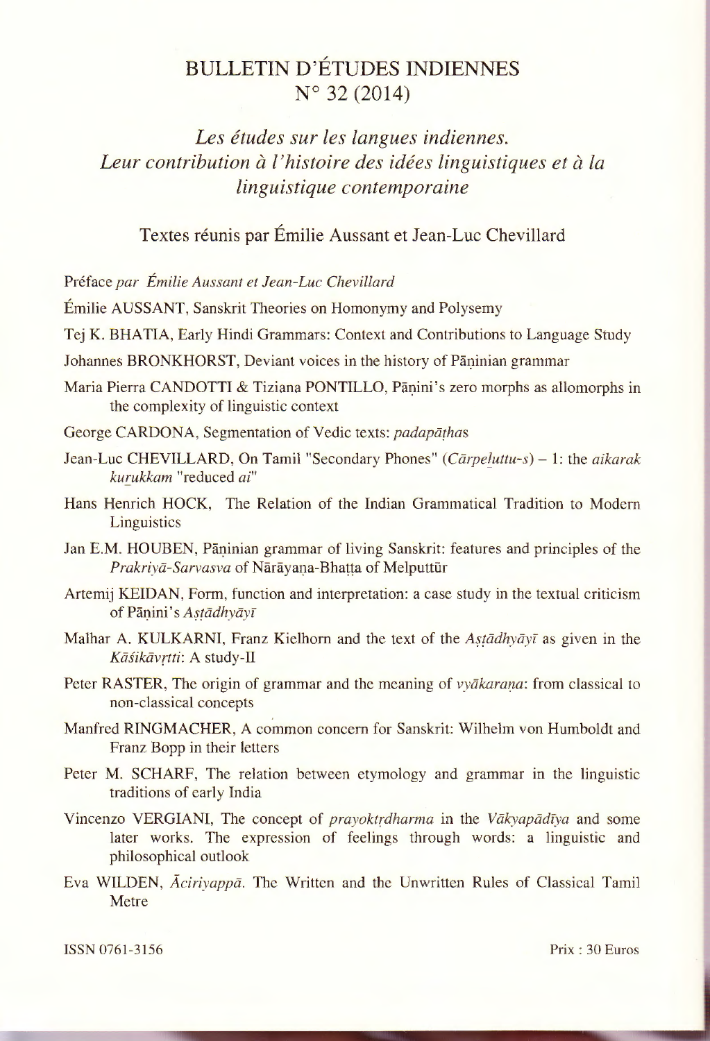# BULLETIN D'ÉTUDES INDIENNES
## N° 32 (2014)

### *Les études sur les langues indiennes. Leur contribution à l'histoire des idées linguistiques et à la linguistique contemporaine*

Textes réunis par Émilie Aussant et Jean-Luc Chevillard

Préface *par Émilie Aussant et Jean-Luc Chevillard*

Émilie AUSSANT, Sanskrit Theories on Homonymy and Polysemy

Tej K. BHATIA, Early Hindi Grammars: Context and Contributions to Language Study

Johannes BRONKHORST, Deviant voices in the history of Pāṇinian grammar

Maria Pierra CANDOTTI & Tiziana PONTILLO, Pāṇini's zero morphs as allomorphs in the complexity of linguistic context

George CARDONA, Segmentation of Vedic texts: *padapāṭhas*

Jean-Luc CHEVILLARD, On Tamil "Secondary Phones" (*Cārpeḻuttu-s*) – 1: the *aikarak kuṟukkam* "reduced *ai*"

Hans Henrich HOCK, The Relation of the Indian Grammatical Tradition to Modern Linguistics

Jan E.M. HOUBEN, Pāṇinian grammar of living Sanskrit: features and principles of the *Prakriyā-Sarvasva* of Nārāyaṇa-Bhaṭṭa of Melputtūr

Artemij KEIDAN, Form, function and interpretation: a case study in the textual criticism of Pāṇini's *Aṣṭādhyāyī*

Malhar A. KULKARNI, Franz Kielhorn and the text of the *Aṣṭādhyāyī* as given in the *Kāśikāvṛtti*: A study-II

Peter RASTER, The origin of grammar and the meaning of *vyākaraṇa*: from classical to non-classical concepts

Manfred RINGMACHER, A common concern for Sanskrit: Wilhelm von Humboldt and Franz Bopp in their letters

Peter M. SCHARF, The relation between etymology and grammar in the linguistic traditions of early India

Vincenzo VERGIANI, The concept of *prayoktṛdharma* in the *Vākyapādīya* and some later works. The expression of feelings through words: a linguistic and philosophical outlook

Eva WILDEN, *Āciriyappā*. The Written and the Unwritten Rules of Classical Tamil Metre

ISSN 0761-3156

Prix : 30 Euros